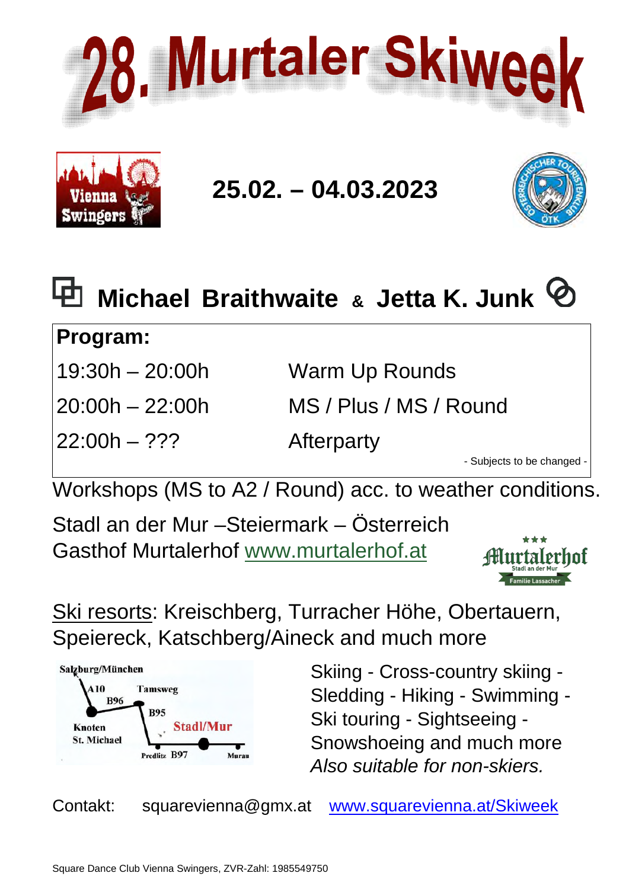# 28. Murtaler Skiweek

## 25.02. – 04.03.2023

## Michael Braithwaite & Jetta K. Junk

| **Program:** | |
|---|---|
| 19:30h – 20:00h | Warm Up Rounds |
| 20:00h – 22:00h | MS / Plus / MS / Round |
| 22:00h – ??? | Afterparty |
| | - Subjects to be changed - |

Workshops (MS to A2 / Round) acc. to weather conditions.

Stadl an der Mur –Steiermark – Österreich
Gasthof Murtalerhof www.murtalerhof.at

Ski resorts: Kreischberg, Turracher Höhe, Obertauern, Speiereck, Katschberg/Aineck and much more

Salzburg/München – A10 – B96 – Tamsweg – B95 – Knoten St. Michael – Stadl/Mur – Predlitz B97 – Murau

Skiing - Cross-country skiing - Sledding - Hiking - Swimming - Ski touring - Sightseeing - Snowshoeing and much more
*Also suitable for non-skiers.*

Contakt: squarevienna@gmx.at www.squarevienna.at/Skiweek

Square Dance Club Vienna Swingers, ZVR-Zahl: 1985549750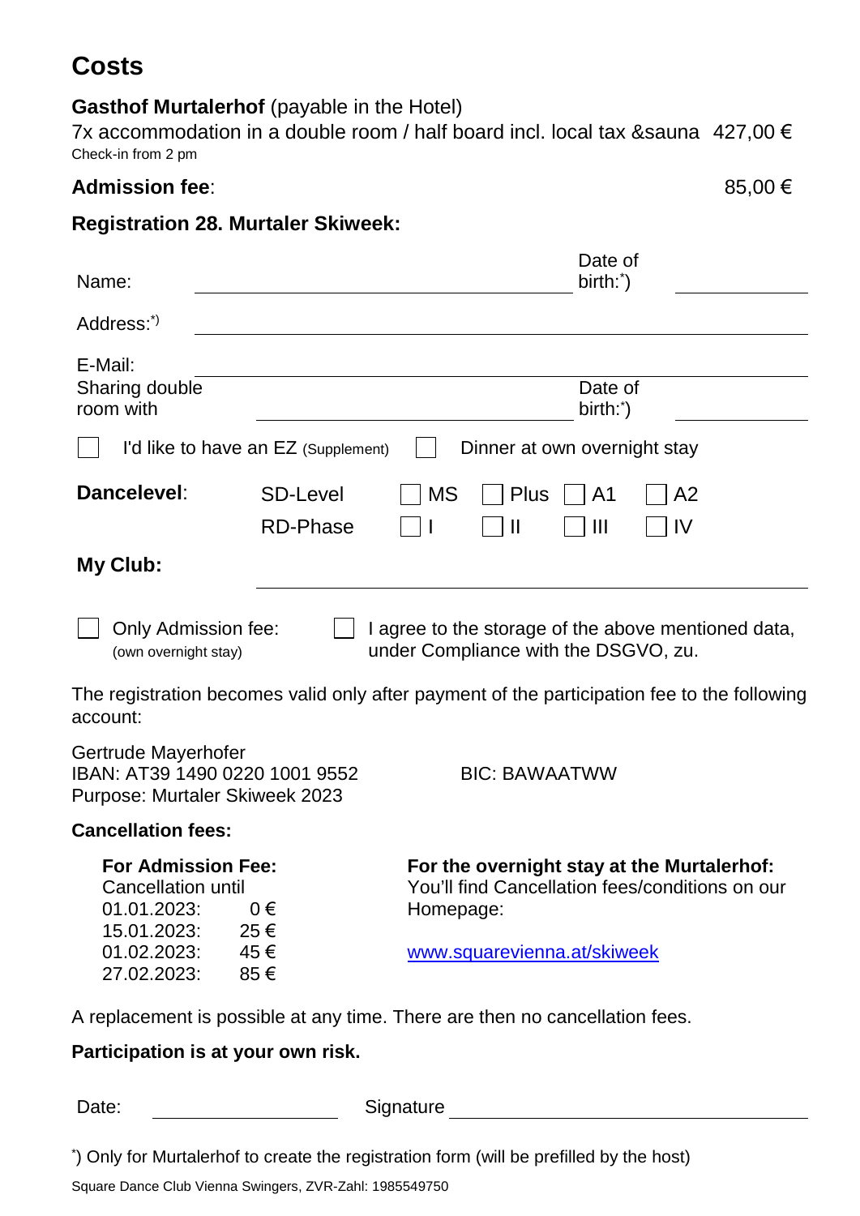# Costs

**Gasthof Murtalerhof** (payable in the Hotel)

7x accommodation in a double room / half board incl. local tax &sauna 427,00 €

Check-in from 2 pm

**Admission fee**: 85,00 €

**Registration 28. Murtaler Skiweek:**

Name: ______________________ Date of birth:*) ____________

Address:*) ______________________

E-Mail: ______________________

Sharing double room with ______________________ Date of birth:*) ____________

☐ I'd like to have an EZ (Supplement) ☐ Dinner at own overnight stay

**Dancelevel**: SD-Level ☐ MS ☐ Plus ☐ A1 ☐ A2

RD-Phase ☐ I ☐ II ☐ III ☐ IV

**My Club:** ______________________

☐ Only Admission fee: (own overnight stay) ☐ I agree to the storage of the above mentioned data, under Compliance with the DSGVO, zu.

The registration becomes valid only after payment of the participation fee to the following account:

Gertrude Mayerhofer
IBAN: AT39 1490 0220 1001 9552 BIC: BAWAATWW
Purpose: Murtaler Skiweek 2023

**Cancellation fees:**

**For Admission Fee:**
Cancellation until

| | |
|---|---|
| 01.01.2023: | 0 € |
| 15.01.2023: | 25 € |
| 01.02.2023: | 45 € |
| 27.02.2023: | 85 € |

**For the overnight stay at the Murtalerhof:**
You'll find Cancellation fees/conditions on our Homepage:

www.squarevienna.at/skiweek

A replacement is possible at any time. There are then no cancellation fees.

**Participation is at your own risk.**

Date: ____________ Signature ______________________

*) Only for Murtalerhof to create the registration form (will be prefilled by the host)

Square Dance Club Vienna Swingers, ZVR-Zahl: 1985549750